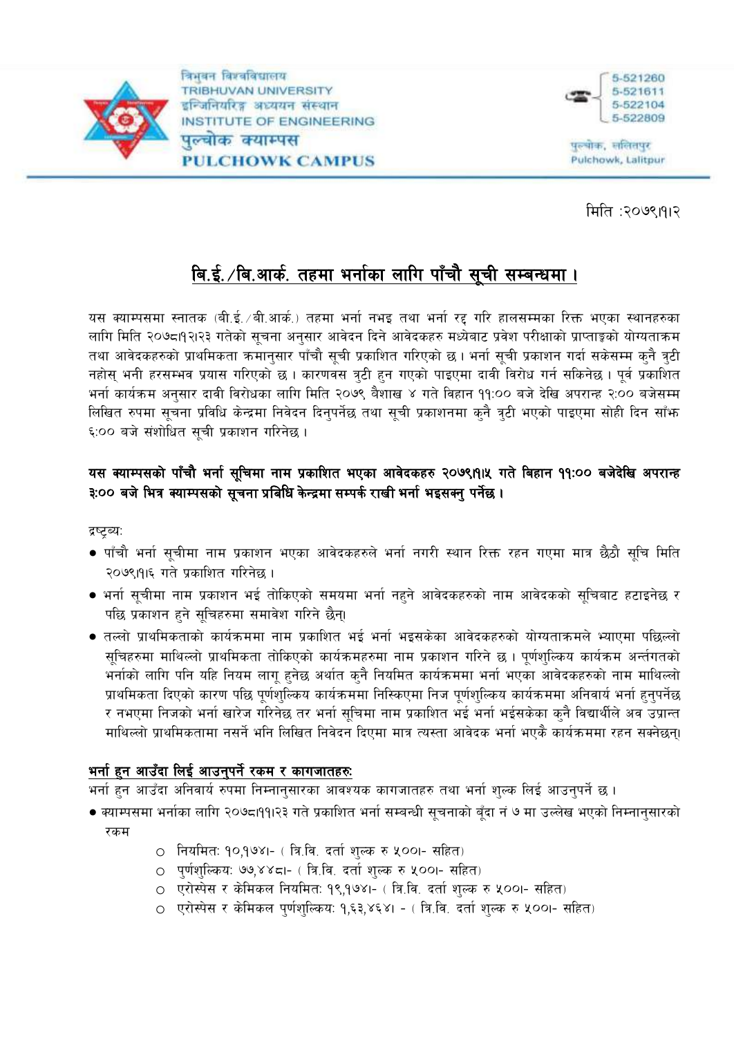त्रिभुवन विश्वविद्यालय
TRIBHUVAN UNIVERSITY
इन्जिनियरिङ्ग अध्ययन संस्थान
INSTITUTE OF ENGINEERING
पुल्चोक क्याम्पस
PULCHOWK CAMPUS

5-521260
5-521611
5-522104
5-522809

पुल्चोक, ललितपुर
Pulchowk, Lalitpur

मिति :२०७९।१।२

## बि.ई./बि.आर्क. तहमा भर्नाका लागि पाँचौ सूची सम्बन्धमा ।

यस क्याम्पसमा स्नातक (बी.ई./बी.आर्क.) तहमा भर्ना नभइ तथा भर्ना रद्द गरि हालसम्मका रिक्त भएका स्थानहरुका लागि मिति २०७८।१२।२३ गतेको सूचना अनुसार आवेदन दिने आवेदकहरु मध्येबाट प्रवेश परीक्षाको प्राप्ताङ्कको योग्यताक्रम तथा आवेदकहरुको प्राथमिकता क्रमानुसार पाँचौ सूची प्रकाशित गरिएको छ । भर्ना सूची प्रकाशन गर्दा सकेसम्म कुनै त्रुटी नहोस् भनी हरसम्भव प्रयास गरिएको छ । कारणवस त्रुटी हुन गएको पाइएमा दावी विरोध गर्न सकिनेछ । पूर्व प्रकाशित भर्ना कार्यक्रम अनुसार दावी विरोधका लागि मिति २०७९ वैशाख ४ गते विहान ११:०० बजे देखि अपरान्ह २:०० बजेसम्म लिखित रुपमा सूचना प्रविधि केन्द्रमा निवेदन दिनुपर्नेछ तथा सूची प्रकाशनमा कुनै त्रुटी भएको पाइएमा सोही दिन साँझ ६:०० बजे संशोधित सूची प्रकाशन गरिनेछ ।

**यस क्याम्पसको पाँचौ भर्ना सूचिमा नाम प्रकाशित भएका आवेदकहरु २०७९।१।५ गते बिहान ११:०० बजेदेखि अपरान्ह ३:०० बजे भित्र क्याम्पसको सूचना प्रविधि केन्द्रमा सम्पर्क राखी भर्ना भइसक्नु पर्नेछ ।**

द्रष्ट्व्य:

- पाँचौ भर्ना सूचीमा नाम प्रकाशन भएका आवेदकहरुले भर्ना नगरी स्थान रिक्त रहन गएमा मात्र छैठौ सूचि मिति २०७९।१।६ गते प्रकाशित गरिनेछ ।
- भर्ना सूचीमा नाम प्रकाशन भई तोकिएको समयमा भर्ना नहुने आवेदकहरुको नाम आवेदकको सूचिबाट हटाइनेछ र पछि प्रकाशन हुने सूचिहरुमा समावेश गरिने छैन्।
- तल्लो प्राथमिकताको कार्यक्रममा नाम प्रकाशित भई भर्ना भइसकेका आवेदकहरुको योग्यताक्रमले भ्याएमा पछिल्लो सूचिहरुमा माथिल्लो प्राथमिकता तोकिएको कार्यक्रमहरुमा नाम प्रकाशन गरिने छ । पूर्णशुल्किय कार्यक्रम अन्तर्गतको भर्नाको लागि पनि यहि नियम लागू हुनेछ अर्थात कुनै नियमित कार्यक्रममा भर्ना भएका आवेदकहरुको नाम माथिल्लो प्राथमिकता दिएको कारण पछि पूर्णशुल्किय कार्यक्रममा निस्किएमा निज पूर्णशुल्किय कार्यक्रममा अनिवार्य भर्ना हुनुपर्नेछ र नभएमा निजको भर्ना खारेज गरिनेछ तर भर्ना सूचिमा नाम प्रकाशित भई भर्ना भईसकेका कुनै विद्यार्थीले अब उप्रान्त माथिल्लो प्राथमिकतामा नसर्ने भनि लिखित निवेदन दिएमा मात्र त्यस्ता आवेदक भर्ना भएकै कार्यक्रममा रहन सक्नेछन्।

### भर्ना हुन आउँदा लिई आउनुपर्ने रकम र कागजातहरु:

भर्ना हुन आउँदा अनिवार्य रुपमा निम्नानुसारका आवश्यक कागजातहरु तथा भर्ना शुल्क लिई आउनुपर्ने छ ।

- क्याम्पसमा भर्नाका लागि २०७८।११।२३ गते प्रकाशित भर्ना सम्बन्धी सूचनाको बूँदा नं ७ मा उल्लेख भएको निम्नानुसारको रकम
  - नियमित: १०,१७४।- ( त्रि.वि. दर्ता शुल्क रु ५००।- सहित)
  - पुर्णशुल्किय: ७७,४४८।- ( त्रि.वि. दर्ता शुल्क रु ५००।- सहित)
  - एरोस्पेस र केमिकल नियमित: १९,१७४।- ( त्रि.वि. दर्ता शुल्क रु ५००।- सहित)
  - एरोस्पेस र केमिकल पुर्णशुल्किय: १,६३,४६४। - ( त्रि.वि. दर्ता शुल्क रु ५००।- सहित)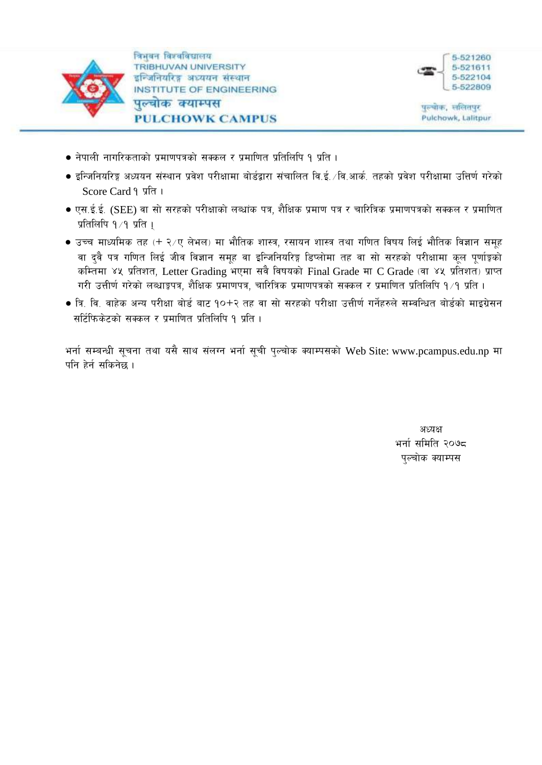त्रिभुवन विश्वविद्यालय
TRIBHUVAN UNIVERSITY
इन्जिनियरिङ्ग अध्ययन संस्थान
INSTITUTE OF ENGINEERING
पुल्चोक क्याम्पस
PULCHOWK CAMPUS

5-521260
5-521611
5-522104
5-522809

पुल्चोक, ललितपुर
Pulchowk, Lalitpur

- नेपाली नागरिकताको प्रमाणपत्रको सक्कल र प्रमाणित प्रतिलिपि १ प्रति ।
- इन्जिनियरिङ्ग अध्ययन संस्थान प्रवेश परीक्षामा बोर्डद्वारा संचालित वि.ई. ⁄ वि.आर्क. तहको प्रवेश परीक्षामा उत्तिर्ण गरेको Score Card १ प्रति ।
- एस.ई.ई. (SEE) वा सो सरहको परीक्षाको लब्धांक पत्र, शैक्षिक प्रमाण पत्र र चारित्रिक प्रमाणपत्रको सक्कल र प्रमाणित प्रतिलिपि १⁄१ प्रति ।
- उच्च माध्यमिक तह (+ २⁄ए लेभल) मा भौतिक शास्त्र, रसायन शास्त्र तथा गणित विषय लिई भौतिक विज्ञान समूह वा दुवै पत्र गणित लिई जीव विज्ञान समूह वा इन्जिनियरिङ्ग डिप्लोमा तह वा सो सरहको परीक्षामा कूल पूर्णाङ्कको कम्तिमा ४५ प्रतिशत, Letter Grading भएमा सवै विषयको Final Grade मा C Grade (वा ४५ प्रतिशत) प्राप्त गरी उत्तीर्ण गरेको लब्धाङ्कपत्र, शैक्षिक प्रमाणपत्र, चारित्रिक प्रमाणपत्रको सक्कल र प्रमाणित प्रतिलिपि १⁄१ प्रति ।
- त्रि. वि. वाहेक अन्य परीक्षा बोर्ड बाट १०+२ तह वा सो सरहको परीक्षा उत्तीर्ण गर्नेहरुले सम्वन्धित बोर्डको माइग्रेसन सर्टिफिकेटको सक्कल र प्रमाणित प्रतिलिपि १ प्रति ।

भर्ना सम्वन्धी सूचना तथा यसै साथ संलग्न भर्ना सूची पुल्चोक क्याम्पसको Web Site: www.pcampus.edu.np मा पनि हेर्न सकिनेछ ।

अध्यक्ष
भर्ना समिति २०७८
पुल्चोक क्याम्पस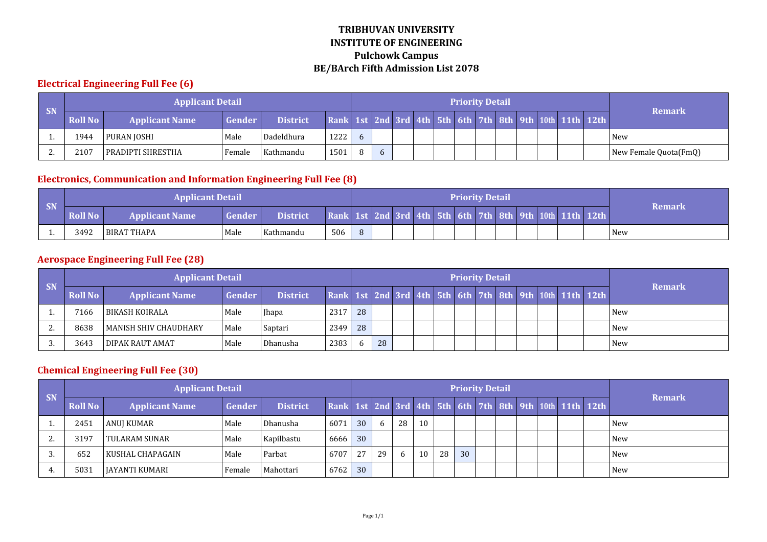# TRIBHUVAN UNIVERSITY
# INSTITUTE OF ENGINEERING
# Pulchowk Campus
# BE/BArch Fifth Admission List 2078

## Electrical Engineering Full Fee (6)

| SN | Applicant Detail | | | | | Priority Detail | | | | | | | | | | | | Remark |
|---|---|---|---|---|---|---|---|---|---|---|---|---|---|---|---|---|---|---|
| | Roll No | Applicant Name | Gender | District | Rank | 1st | 2nd | 3rd | 4th | 5th | 6th | 7th | 8th | 9th | 10th | 11th | 12th | |
| 1. | 1944 | PURAN JOSHI | Male | Dadeldhura | 1222 | 6 | | | | | | | | | | | | New |
| 2. | 2107 | PRADIPTI SHRESTHA | Female | Kathmandu | 1501 | 8 | 6 | | | | | | | | | | | New Female Quota(FmQ) |

## Electronics, Communication and Information Engineering Full Fee (8)

| SN | Applicant Detail | | | | | Priority Detail | | | | | | | | | | | | Remark |
|---|---|---|---|---|---|---|---|---|---|---|---|---|---|---|---|---|---|---|
| | Roll No | Applicant Name | Gender | District | Rank | 1st | 2nd | 3rd | 4th | 5th | 6th | 7th | 8th | 9th | 10th | 11th | 12th | |
| 1. | 3492 | BIRAT THAPA | Male | Kathmandu | 506 | 8 | | | | | | | | | | | | New |

## Aerospace Engineering Full Fee (28)

| SN | Applicant Detail | | | | | Priority Detail | | | | | | | | | | | | Remark |
|---|---|---|---|---|---|---|---|---|---|---|---|---|---|---|---|---|---|---|
| | Roll No | Applicant Name | Gender | District | Rank | 1st | 2nd | 3rd | 4th | 5th | 6th | 7th | 8th | 9th | 10th | 11th | 12th | |
| 1. | 7166 | BIKASH KOIRALA | Male | Jhapa | 2317 | 28 | | | | | | | | | | | | New |
| 2. | 8638 | MANISH SHIV CHAUDHARY | Male | Saptari | 2349 | 28 | | | | | | | | | | | | New |
| 3. | 3643 | DIPAK RAUT AMAT | Male | Dhanusha | 2383 | 6 | 28 | | | | | | | | | | | New |

## Chemical Engineering Full Fee (30)

| SN | Applicant Detail | | | | | Priority Detail | | | | | | | | | | | | Remark |
|---|---|---|---|---|---|---|---|---|---|---|---|---|---|---|---|---|---|---|
| | Roll No | Applicant Name | Gender | District | Rank | 1st | 2nd | 3rd | 4th | 5th | 6th | 7th | 8th | 9th | 10th | 11th | 12th | |
| 1. | 2451 | ANUJ KUMAR | Male | Dhanusha | 6071 | 30 | 6 | 28 | 10 | | | | | | | | | New |
| 2. | 3197 | TULARAM SUNAR | Male | Kapilbastu | 6666 | 30 | | | | | | | | | | | | New |
| 3. | 652 | KUSHAL CHAPAGAIN | Male | Parbat | 6707 | 27 | 29 | 6 | 10 | 28 | 30 | | | | | | | New |
| 4. | 5031 | JAYANTI KUMARI | Female | Mahottari | 6762 | 30 | | | | | | | | | | | | New |